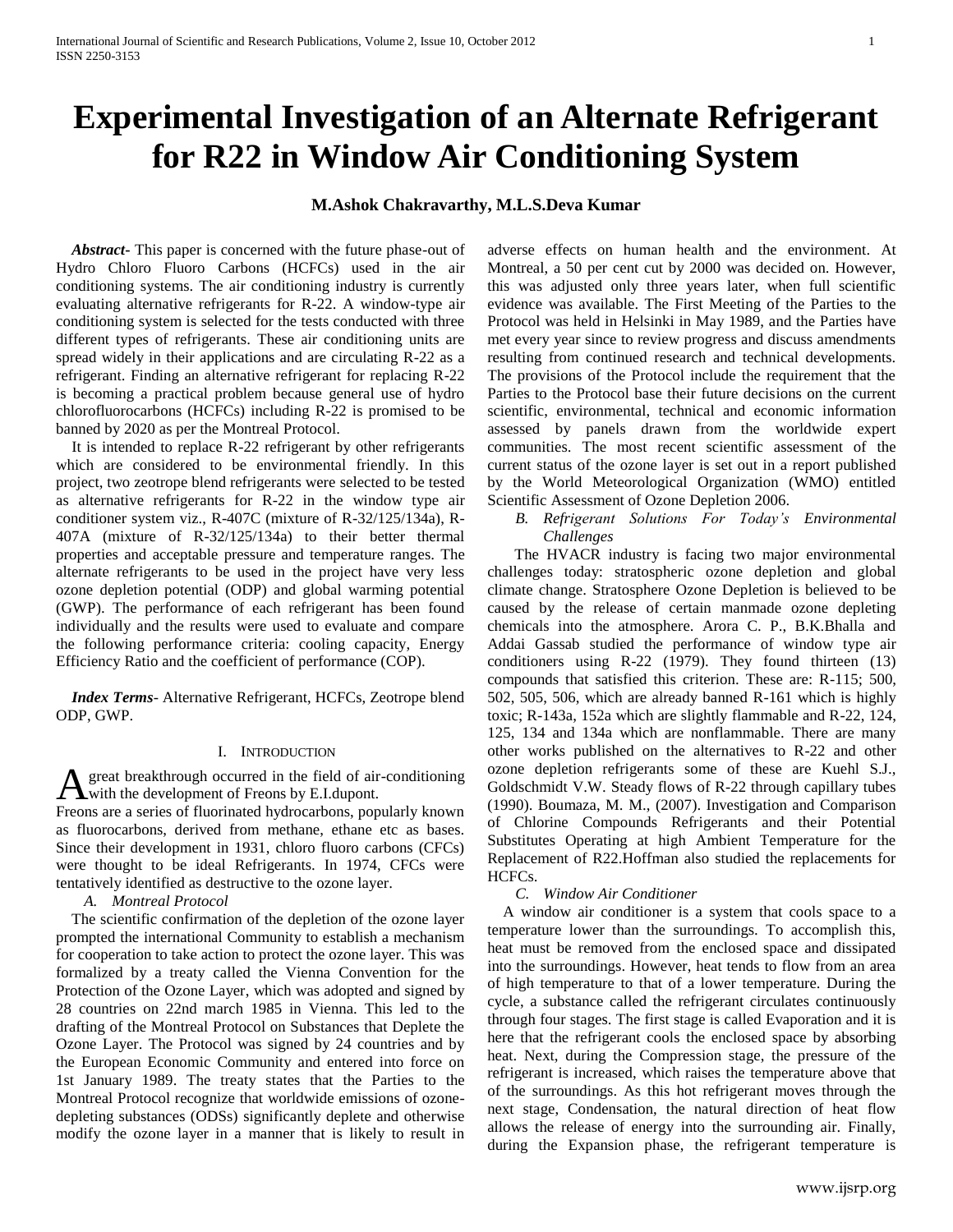# Experimental Investigation of an Alternate Refrigerant for R22 in Window Air Conditioning System

**M.Ashok Chakravarthy, M.L.S.Deva Kumar**

***Abstract-*** This paper is concerned with the future phase-out of Hydro Chloro Fluoro Carbons (HCFCs) used in the air conditioning systems. The air conditioning industry is currently evaluating alternative refrigerants for R-22. A window-type air conditioning system is selected for the tests conducted with three different types of refrigerants. These air conditioning units are spread widely in their applications and are circulating R-22 as a refrigerant. Finding an alternative refrigerant for replacing R-22 is becoming a practical problem because general use of hydro chlorofluorocarbons (HCFCs) including R-22 is promised to be banned by 2020 as per the Montreal Protocol.

It is intended to replace R-22 refrigerant by other refrigerants which are considered to be environmental friendly. In this project, two zeotrope blend refrigerants were selected to be tested as alternative refrigerants for R-22 in the window type air conditioner system viz., R-407C (mixture of R-32/125/134a), R-407A (mixture of R-32/125/134a) to their better thermal properties and acceptable pressure and temperature ranges. The alternate refrigerants to be used in the project have very less ozone depletion potential (ODP) and global warming potential (GWP). The performance of each refrigerant has been found individually and the results were used to evaluate and compare the following performance criteria: cooling capacity, Energy Efficiency Ratio and the coefficient of performance (COP).

***Index Terms***- Alternative Refrigerant, HCFCs, Zeotrope blend ODP, GWP.

## I. Introduction

A great breakthrough occurred in the field of air-conditioning with the development of Freons by E.I.dupont.
Freons are a series of fluorinated hydrocarbons, popularly known as fluorocarbons, derived from methane, ethane etc as bases. Since their development in 1931, chloro fluoro carbons (CFCs) were thought to be ideal Refrigerants. In 1974, CFCs were tentatively identified as destructive to the ozone layer.

### *A. Montreal Protocol*

The scientific confirmation of the depletion of the ozone layer prompted the international Community to establish a mechanism for cooperation to take action to protect the ozone layer. This was formalized by a treaty called the Vienna Convention for the Protection of the Ozone Layer, which was adopted and signed by 28 countries on 22nd march 1985 in Vienna. This led to the drafting of the Montreal Protocol on Substances that Deplete the Ozone Layer. The Protocol was signed by 24 countries and by the European Economic Community and entered into force on 1st January 1989. The treaty states that the Parties to the Montreal Protocol recognize that worldwide emissions of ozone-depleting substances (ODSs) significantly deplete and otherwise modify the ozone layer in a manner that is likely to result in adverse effects on human health and the environment. At Montreal, a 50 per cent cut by 2000 was decided on. However, this was adjusted only three years later, when full scientific evidence was available. The First Meeting of the Parties to the Protocol was held in Helsinki in May 1989, and the Parties have met every year since to review progress and discuss amendments resulting from continued research and technical developments. The provisions of the Protocol include the requirement that the Parties to the Protocol base their future decisions on the current scientific, environmental, technical and economic information assessed by panels drawn from the worldwide expert communities. The most recent scientific assessment of the current status of the ozone layer is set out in a report published by the World Meteorological Organization (WMO) entitled Scientific Assessment of Ozone Depletion 2006.

### *B. Refrigerant Solutions For Today's Environmental Challenges*

The HVACR industry is facing two major environmental challenges today: stratospheric ozone depletion and global climate change. Stratosphere Ozone Depletion is believed to be caused by the release of certain manmade ozone depleting chemicals into the atmosphere. Arora C. P., B.K.Bhalla and Addai Gassab studied the performance of window type air conditioners using R-22 (1979). They found thirteen (13) compounds that satisfied this criterion. These are: R-115; 500, 502, 505, 506, which are already banned R-161 which is highly toxic; R-143a, 152a which are slightly flammable and R-22, 124, 125, 134 and 134a which are nonflammable. There are many other works published on the alternatives to R-22 and other ozone depletion refrigerants some of these are Kuehl S.J., Goldschmidt V.W. Steady flows of R-22 through capillary tubes (1990). Boumaza, M. M., (2007). Investigation and Comparison of Chlorine Compounds Refrigerants and their Potential Substitutes Operating at high Ambient Temperature for the Replacement of R22.Hoffman also studied the replacements for HCFCs.

### *C. Window Air Conditioner*

A window air conditioner is a system that cools space to a temperature lower than the surroundings. To accomplish this, heat must be removed from the enclosed space and dissipated into the surroundings. However, heat tends to flow from an area of high temperature to that of a lower temperature. During the cycle, a substance called the refrigerant circulates continuously through four stages. The first stage is called Evaporation and it is here that the refrigerant cools the enclosed space by absorbing heat. Next, during the Compression stage, the pressure of the refrigerant is increased, which raises the temperature above that of the surroundings. As this hot refrigerant moves through the next stage, Condensation, the natural direction of heat flow allows the release of energy into the surrounding air. Finally, during the Expansion phase, the refrigerant temperature is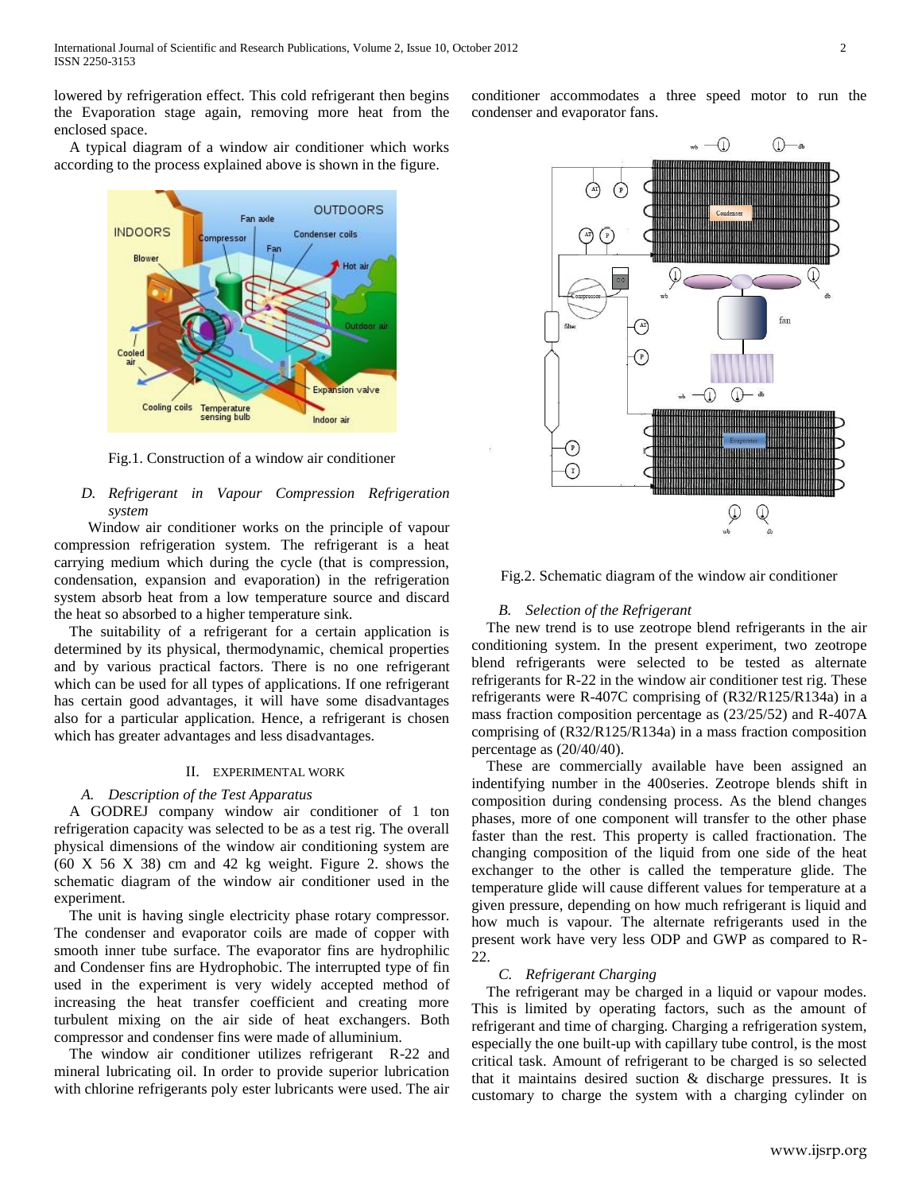lowered by refrigeration effect. This cold refrigerant then begins the Evaporation stage again, removing more heat from the enclosed space.

A typical diagram of a window air conditioner which works according to the process explained above is shown in the figure.

Fig.1. Construction of a window air conditioner

### *D. Refrigerant in Vapour Compression Refrigeration system*

Window air conditioner works on the principle of vapour compression refrigeration system. The refrigerant is a heat carrying medium which during the cycle (that is compression, condensation, expansion and evaporation) in the refrigeration system absorb heat from a low temperature source and discard the heat so absorbed to a higher temperature sink.

The suitability of a refrigerant for a certain application is determined by its physical, thermodynamic, chemical properties and by various practical factors. There is no one refrigerant which can be used for all types of applications. If one refrigerant has certain good advantages, it will have some disadvantages also for a particular application. Hence, a refrigerant is chosen which has greater advantages and less disadvantages.

## II. EXPERIMENTAL WORK

### *A. Description of the Test Apparatus*

A GODREJ company window air conditioner of 1 ton refrigeration capacity was selected to be as a test rig. The overall physical dimensions of the window air conditioning system are (60 X 56 X 38) cm and 42 kg weight. Figure 2. shows the schematic diagram of the window air conditioner used in the experiment.

The unit is having single electricity phase rotary compressor. The condenser and evaporator coils are made of copper with smooth inner tube surface. The evaporator fins are hydrophilic and Condenser fins are Hydrophobic. The interrupted type of fin used in the experiment is very widely accepted method of increasing the heat transfer coefficient and creating more turbulent mixing on the air side of heat exchangers. Both compressor and condenser fins were made of alluminium.

The window air conditioner utilizes refrigerant R-22 and mineral lubricating oil. In order to provide superior lubrication with chlorine refrigerants poly ester lubricants were used. The air conditioner accommodates a three speed motor to run the condenser and evaporator fans.

Fig.2. Schematic diagram of the window air conditioner

### *B. Selection of the Refrigerant*

The new trend is to use zeotrope blend refrigerants in the air conditioning system. In the present experiment, two zeotrope blend refrigerants were selected to be tested as alternate refrigerants for R-22 in the window air conditioner test rig. These refrigerants were R-407C comprising of (R32/R125/R134a) in a mass fraction composition percentage as (23/25/52) and R-407A comprising of (R32/R125/R134a) in a mass fraction composition percentage as (20/40/40).

These are commercially available have been assigned an indentifying number in the 400series. Zeotrope blends shift in composition during condensing process. As the blend changes phases, more of one component will transfer to the other phase faster than the rest. This property is called fractionation. The changing composition of the liquid from one side of the heat exchanger to the other is called the temperature glide. The temperature glide will cause different values for temperature at a given pressure, depending on how much refrigerant is liquid and how much is vapour. The alternate refrigerants used in the present work have very less ODP and GWP as compared to R-22.

### *C. Refrigerant Charging*

The refrigerant may be charged in a liquid or vapour modes. This is limited by operating factors, such as the amount of refrigerant and time of charging. Charging a refrigeration system, especially the one built-up with capillary tube control, is the most critical task. Amount of refrigerant to be charged is so selected that it maintains desired suction & discharge pressures. It is customary to charge the system with a charging cylinder on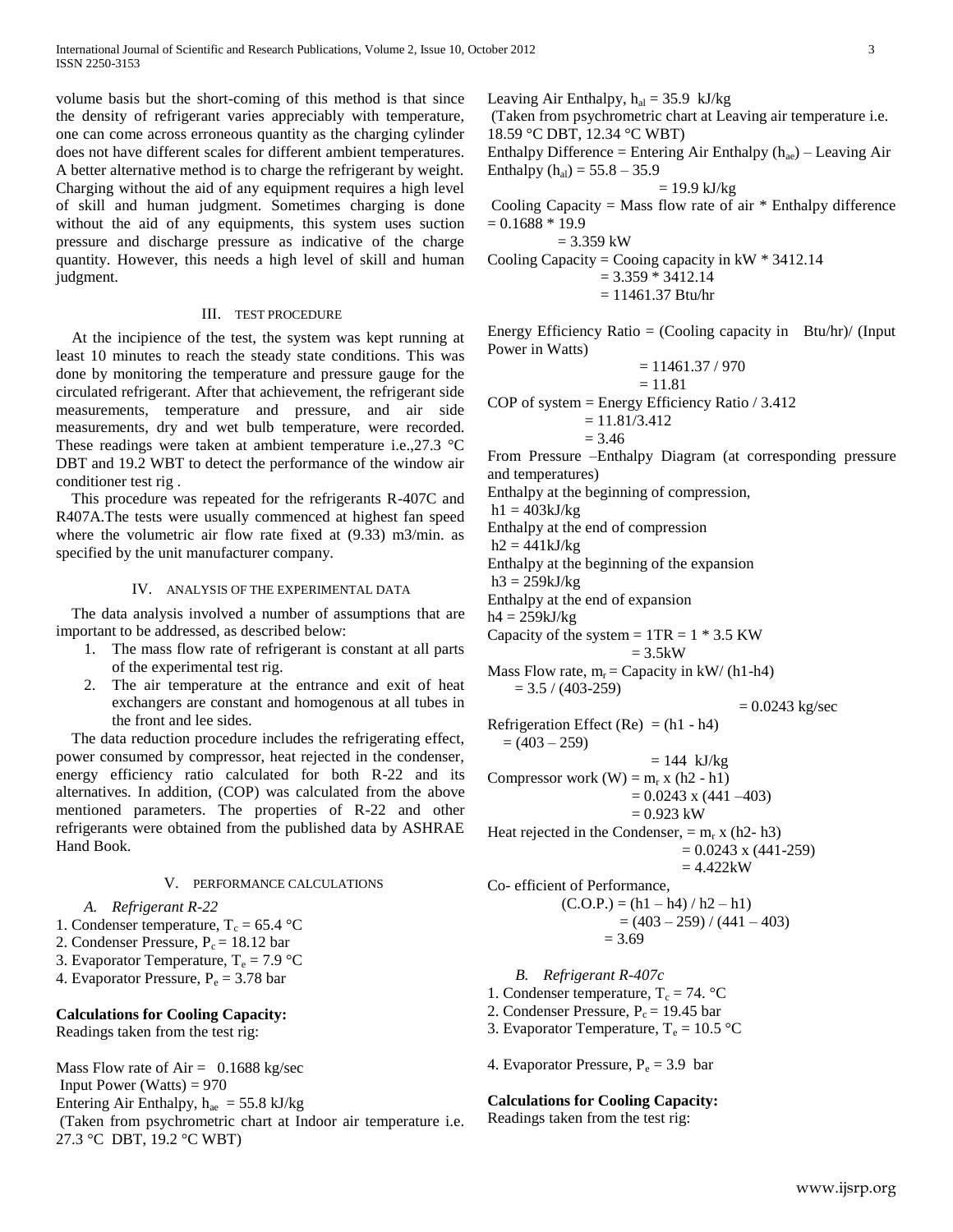volume basis but the short-coming of this method is that since the density of refrigerant varies appreciably with temperature, one can come across erroneous quantity as the charging cylinder does not have different scales for different ambient temperatures. A better alternative method is to charge the refrigerant by weight. Charging without the aid of any equipment requires a high level of skill and human judgment. Sometimes charging is done without the aid of any equipments, this system uses suction pressure and discharge pressure as indicative of the charge quantity. However, this needs a high level of skill and human judgment.

## III. Test Procedure

At the incipience of the test, the system was kept running at least 10 minutes to reach the steady state conditions. This was done by monitoring the temperature and pressure gauge for the circulated refrigerant. After that achievement, the refrigerant side measurements, temperature and pressure, and air side measurements, dry and wet bulb temperature, were recorded. These readings were taken at ambient temperature i.e.,27.3 °C DBT and 19.2 WBT to detect the performance of the window air conditioner test rig .

This procedure was repeated for the refrigerants R-407C and R407A.The tests were usually commenced at highest fan speed where the volumetric air flow rate fixed at (9.33) m3/min. as specified by the unit manufacturer company.

## IV. Analysis of the Experimental Data

The data analysis involved a number of assumptions that are important to be addressed, as described below:

1. The mass flow rate of refrigerant is constant at all parts of the experimental test rig.
2. The air temperature at the entrance and exit of heat exchangers are constant and homogenous at all tubes in the front and lee sides.

The data reduction procedure includes the refrigerating effect, power consumed by compressor, heat rejected in the condenser, energy efficiency ratio calculated for both R-22 and its alternatives. In addition, (COP) was calculated from the above mentioned parameters. The properties of R-22 and other refrigerants were obtained from the published data by ASHRAE Hand Book.

## V. Performance Calculations

### *A. Refrigerant R-22*

1. Condenser temperature, $T_c$ = 65.4 °C
2. Condenser Pressure, $P_c$ = 18.12 bar
3. Evaporator Temperature, $T_e$ = 7.9 °C
4. Evaporator Pressure, $P_e$ = 3.78 bar

**Calculations for Cooling Capacity:**

Readings taken from the test rig:

Mass Flow rate of Air = 0.1688 kg/sec

Input Power (Watts) = 970

Entering Air Enthalpy, $h_{ae}$ = 55.8 kJ/kg

(Taken from psychrometric chart at Indoor air temperature i.e. 27.3 °C DBT, 19.2 °C WBT)

Leaving Air Enthalpy, $h_{al}$ = 35.9 kJ/kg

(Taken from psychrometric chart at Leaving air temperature i.e. 18.59 °C DBT, 12.34 °C WBT)

Enthalpy Difference = Entering Air Enthalpy ($h_{ae}$) – Leaving Air Enthalpy ($h_{al}$) = 55.8 – 35.9

= 19.9 kJ/kg

Cooling Capacity = Mass flow rate of air * Enthalpy difference = 0.1688 * 19.9

= 3.359 kW

Cooling Capacity = Cooing capacity in kW * 3412.14

= 3.359 * 3412.14

= 11461.37 Btu/hr

Energy Efficiency Ratio = (Cooling capacity in Btu/hr)/ (Input Power in Watts)

= 11461.37 / 970

= 11.81

COP of system = Energy Efficiency Ratio / 3.412

= 11.81/3.412

= 3.46

From Pressure –Enthalpy Diagram (at corresponding pressure and temperatures)

Enthalpy at the beginning of compression,

h1 = 403kJ/kg

Enthalpy at the end of compression

h2 = 441kJ/kg

Enthalpy at the beginning of the expansion

h3 = 259kJ/kg

Enthalpy at the end of expansion

h4 = 259kJ/kg

Capacity of the system = 1TR = 1 * 3.5 KW

= 3.5kW

Mass Flow rate, $m_r$ = Capacity in kW/ (h1-h4)

= 3.5 / (403-259)

= 0.0243 kg/sec

Refrigeration Effect (Re) = (h1 - h4)

= (403 – 259)

= 144 kJ/kg

Compressor work (W) = $m_r$ x (h2 - h1)

= 0.0243 x (441 –403)

= 0.923 kW

Heat rejected in the Condenser, = $m_r$ x (h2- h3)

= 0.0243 x (441-259)

= 4.422kW

Co- efficient of Performance,

(C.O.P.) = (h1 – h4) / h2 – h1)

= (403 – 259) / (441 – 403)

= 3.69

### *B. Refrigerant R-407c*

1. Condenser temperature, $T_c$ = 74. °C
2. Condenser Pressure, $P_c$ = 19.45 bar
3. Evaporator Temperature, $T_e$ = 10.5 °C
4. Evaporator Pressure, $P_e$ = 3.9 bar

**Calculations for Cooling Capacity:**

Readings taken from the test rig: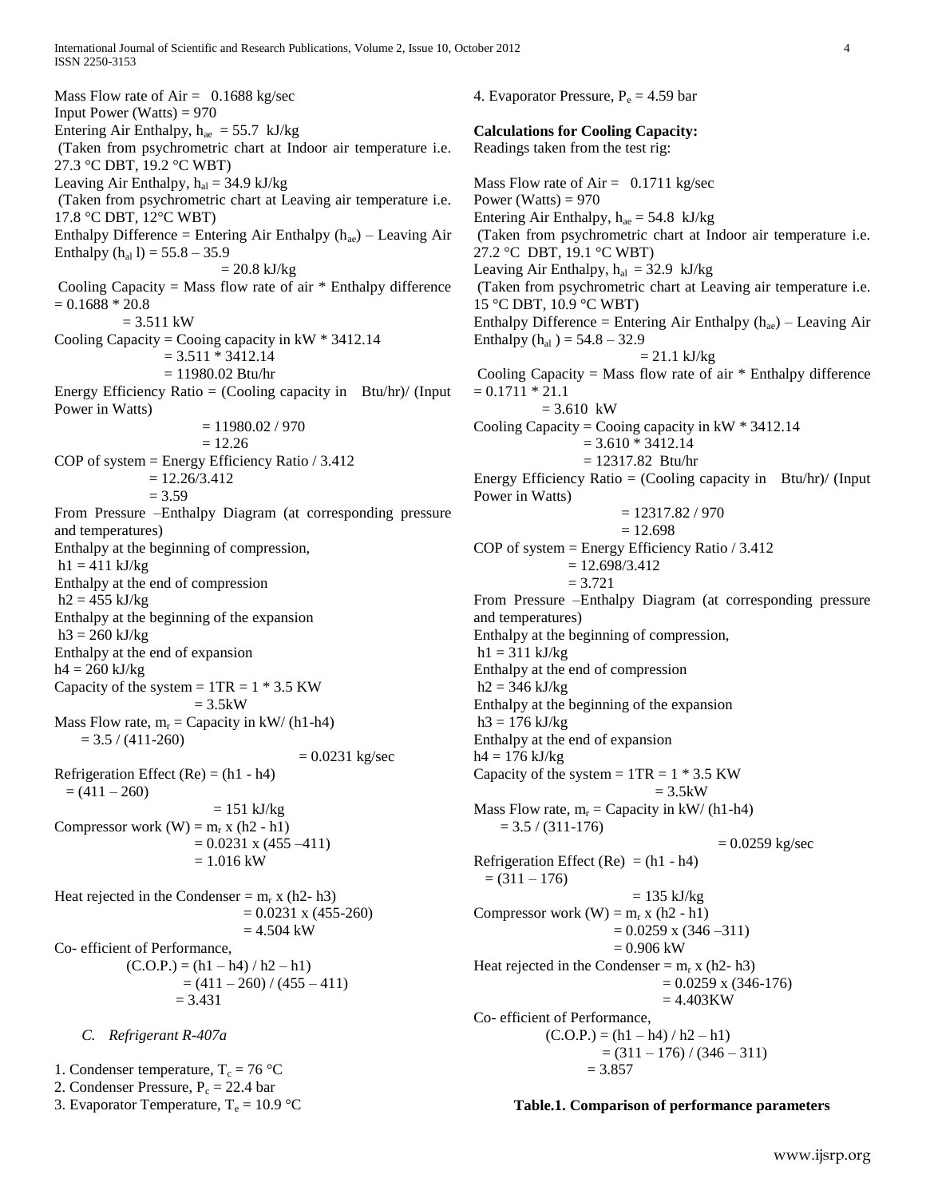Mass Flow rate of Air = 0.1688 kg/sec

Input Power (Watts) = 970

Entering Air Enthalpy, $h_{ae}$ = 55.7 kJ/kg

(Taken from psychrometric chart at Indoor air temperature i.e. 27.3 °C DBT, 19.2 °C WBT)

Leaving Air Enthalpy, $h_{al}$ = 34.9 kJ/kg

(Taken from psychrometric chart at Leaving air temperature i.e. 17.8 °C DBT, 12°C WBT)

Enthalpy Difference = Entering Air Enthalpy ($h_{ae}$) – Leaving Air Enthalpy ($h_{al}$ l) = 55.8 – 35.9

= 20.8 kJ/kg

Cooling Capacity = Mass flow rate of air * Enthalpy difference = 0.1688 * 20.8

= 3.511 kW

Cooling Capacity = Cooing capacity in kW * 3412.14

= 3.511 * 3412.14

= 11980.02 Btu/hr

Energy Efficiency Ratio = (Cooling capacity in Btu/hr)/ (Input Power in Watts)

= 11980.02 / 970

= 12.26

COP of system = Energy Efficiency Ratio / 3.412

= 12.26/3.412

= 3.59

From Pressure –Enthalpy Diagram (at corresponding pressure and temperatures)

Enthalpy at the beginning of compression,

h1 = 411 kJ/kg

Enthalpy at the end of compression

h2 = 455 kJ/kg

Enthalpy at the beginning of the expansion

h3 = 260 kJ/kg

Enthalpy at the end of expansion

h4 = 260 kJ/kg

Capacity of the system = 1TR = 1 * 3.5 KW

= 3.5kW

Mass Flow rate, $m_r$ = Capacity in kW/ (h1-h4)

= 3.5 / (411-260)

= 0.0231 kg/sec

Refrigeration Effect (Re) = (h1 - h4)

= (411 – 260)

= 151 kJ/kg

Compressor work (W) = $m_r$ x (h2 - h1)

= 0.0231 x (455 –411)

= 1.016 kW

Heat rejected in the Condenser = $m_r$ x (h2- h3)

= 0.0231 x (455-260)

= 4.504 kW

Co- efficient of Performance,

(C.O.P.) = (h1 – h4) / h2 – h1)

= (411 – 260) / (455 – 411)

= 3.431

### *C. Refrigerant R-407a*

1. Condenser temperature, $T_c$ = 76 °C
2. Condenser Pressure, $P_c$ = 22.4 bar
3. Evaporator Temperature, $T_e$ = 10.9 °C
4. Evaporator Pressure, $P_e$ = 4.59 bar

**Calculations for Cooling Capacity:**

Readings taken from the test rig:

Mass Flow rate of Air = 0.1711 kg/sec

Power (Watts) = 970

Entering Air Enthalpy, $h_{ae}$ = 54.8 kJ/kg

(Taken from psychrometric chart at Indoor air temperature i.e. 27.2 °C DBT, 19.1 °C WBT)

Leaving Air Enthalpy, $h_{al}$ = 32.9 kJ/kg

(Taken from psychrometric chart at Leaving air temperature i.e. 15 °C DBT, 10.9 °C WBT)

Enthalpy Difference = Entering Air Enthalpy ($h_{ae}$) – Leaving Air Enthalpy ($h_{al}$ ) = 54.8 – 32.9

= 21.1 kJ/kg

Cooling Capacity = Mass flow rate of air * Enthalpy difference = 0.1711 * 21.1

= 3.610 kW

Cooling Capacity = Cooing capacity in kW * 3412.14

= 3.610 * 3412.14

= 12317.82 Btu/hr

Energy Efficiency Ratio = (Cooling capacity in Btu/hr)/ (Input Power in Watts)

= 12317.82 / 970

= 12.698

COP of system = Energy Efficiency Ratio / 3.412

= 12.698/3.412

= 3.721

From Pressure –Enthalpy Diagram (at corresponding pressure and temperatures)

Enthalpy at the beginning of compression,

h1 = 311 kJ/kg

Enthalpy at the end of compression

h2 = 346 kJ/kg

Enthalpy at the beginning of the expansion

h3 = 176 kJ/kg

Enthalpy at the end of expansion

h4 = 176 kJ/kg

Capacity of the system = 1TR = 1 * 3.5 KW

= 3.5kW

Mass Flow rate, $m_r$ = Capacity in kW/ (h1-h4)

= 3.5 / (311-176)

= 0.0259 kg/sec

Refrigeration Effect (Re) = (h1 - h4)

= (311 – 176)

= 135 kJ/kg

Compressor work (W) = $m_r$ x (h2 - h1)

= 0.0259 x (346 –311)

= 0.906 kW

Heat rejected in the Condenser = $m_r$ x (h2- h3)

= 0.0259 x (346-176)

= 4.403KW

Co- efficient of Performance,

(C.O.P.) = (h1 – h4) / h2 – h1)

= (311 – 176) / (346 – 311)

= 3.857

**Table.1. Comparison of performance parameters**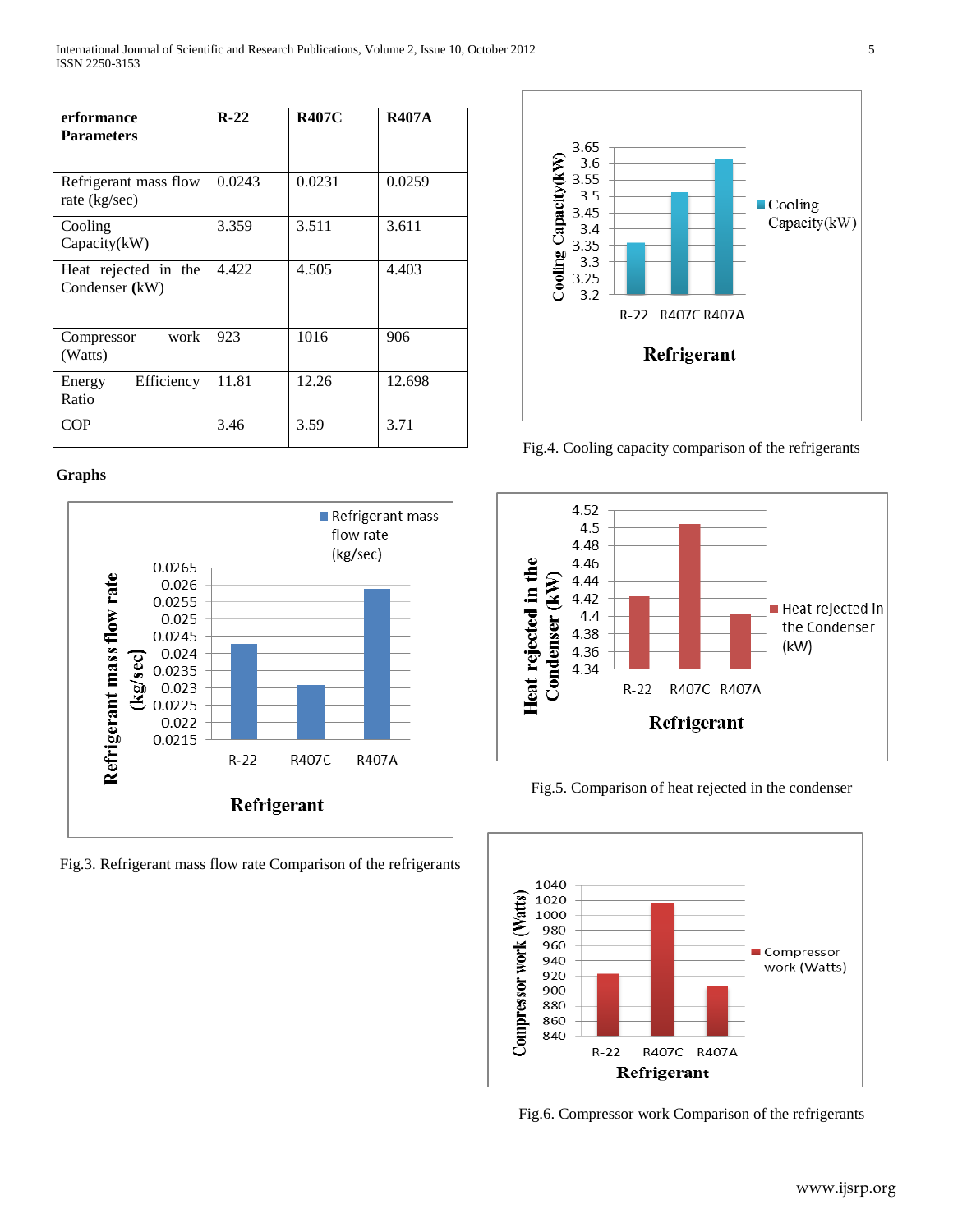| erformance Parameters | R-22 | R407C | R407A |
|---|---|---|---|
| Refrigerant mass flow rate (kg/sec) | 0.0243 | 0.0231 | 0.0259 |
| Cooling Capacity(kW) | 3.359 | 3.511 | 3.611 |
| Heat rejected in the Condenser (kW) | 4.422 | 4.505 | 4.403 |
| Compressor work (Watts) | 923 | 1016 | 906 |
| Energy Efficiency Ratio | 11.81 | 12.26 | 12.698 |
| COP | 3.46 | 3.59 | 3.71 |

**Graphs**

Fig.3. Refrigerant mass flow rate Comparison of the refrigerants

Fig.4. Cooling capacity comparison of the refrigerants

Fig.5. Comparison of heat rejected in the condenser

Fig.6. Compressor work Comparison of the refrigerants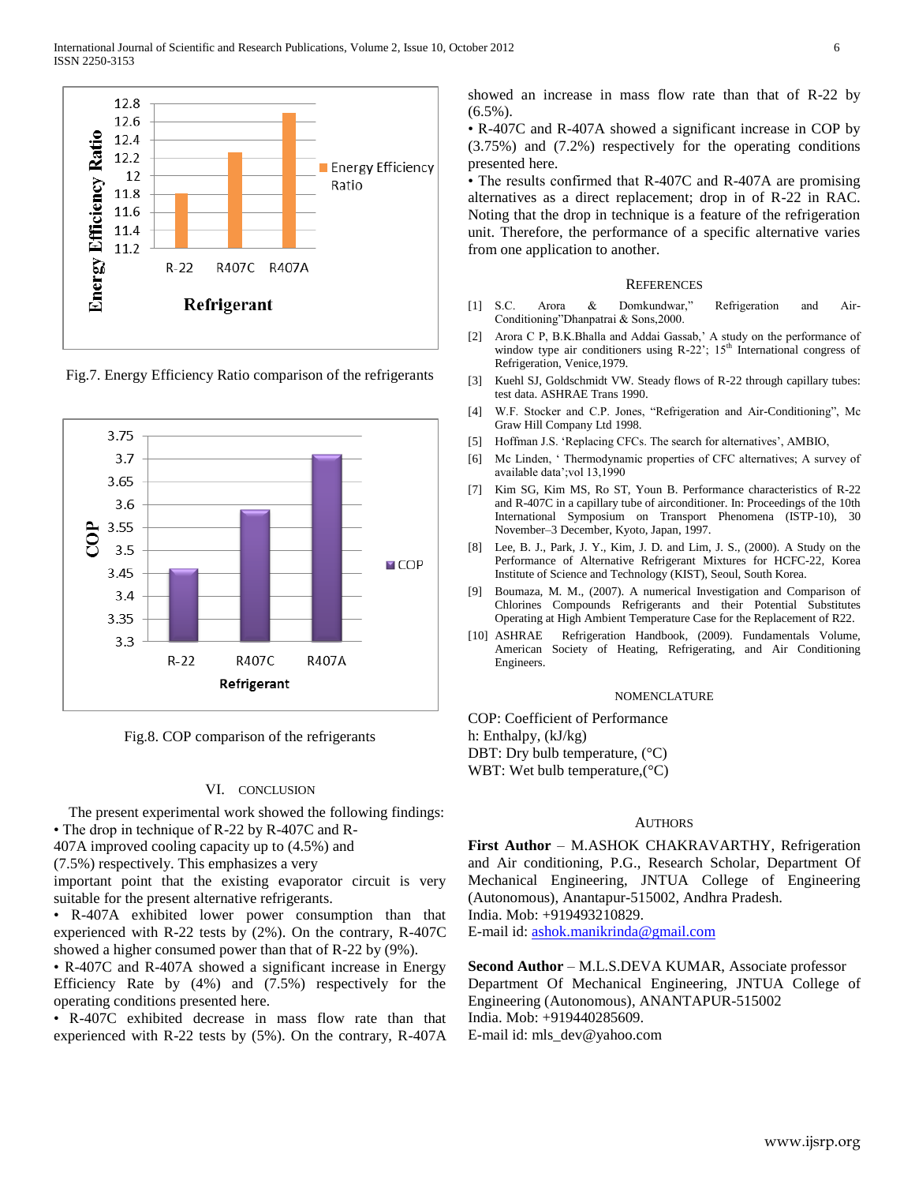Fig.7. Energy Efficiency Ratio comparison of the refrigerants

Fig.8. COP comparison of the refrigerants

## VI. CONCLUSION

The present experimental work showed the following findings:

- The drop in technique of R-22 by R-407C and R-407A improved cooling capacity up to (4.5%) and (7.5%) respectively. This emphasizes a very important point that the existing evaporator circuit is very suitable for the present alternative refrigerants.
- R-407A exhibited lower power consumption than that experienced with R-22 tests by (2%). On the contrary, R-407C showed a higher consumed power than that of R-22 by (9%).
- R-407C and R-407A showed a significant increase in Energy Efficiency Rate by (4%) and (7.5%) respectively for the operating conditions presented here.
- R-407C exhibited decrease in mass flow rate than that experienced with R-22 tests by (5%). On the contrary, R-407A showed an increase in mass flow rate than that of R-22 by (6.5%).
- R-407C and R-407A showed a significant increase in COP by (3.75%) and (7.2%) respectively for the operating conditions presented here.
- The results confirmed that R-407C and R-407A are promising alternatives as a direct replacement; drop in of R-22 in RAC. Noting that the drop in technique is a feature of the refrigeration unit. Therefore, the performance of a specific alternative varies from one application to another.

## REFERENCES

[1] S.C. Arora & Domkundwar," Refrigeration and Air-Conditioning"Dhanpatrai & Sons,2000.

[2] Arora C P, B.K.Bhalla and Addai Gassab,' A study on the performance of window type air conditioners using R-22'; 15th International congress of Refrigeration, Venice,1979.

[3] Kuehl SJ, Goldschmidt VW. Steady flows of R-22 through capillary tubes: test data. ASHRAE Trans 1990.

[4] W.F. Stocker and C.P. Jones, "Refrigeration and Air-Conditioning", Mc Graw Hill Company Ltd 1998.

[5] Hoffman J.S. 'Replacing CFCs. The search for alternatives', AMBIO,

[6] Mc Linden, ' Thermodynamic properties of CFC alternatives; A survey of available data';vol 13,1990

[7] Kim SG, Kim MS, Ro ST, Youn B. Performance characteristics of R-22 and R-407C in a capillary tube of airconditioner. In: Proceedings of the 10th International Symposium on Transport Phenomena (ISTP-10), 30 November–3 December, Kyoto, Japan, 1997.

[8] Lee, B. J., Park, J. Y., Kim, J. D. and Lim, J. S., (2000). A Study on the Performance of Alternative Refrigerant Mixtures for HCFC-22, Korea Institute of Science and Technology (KIST), Seoul, South Korea.

[9] Boumaza, M. M., (2007). A numerical Investigation and Comparison of Chlorines Compounds Refrigerants and their Potential Substitutes Operating at High Ambient Temperature Case for the Replacement of R22.

[10] ASHRAE Refrigeration Handbook, (2009). Fundamentals Volume, American Society of Heating, Refrigerating, and Air Conditioning Engineers.

## NOMENCLATURE

COP: Coefficient of Performance
h: Enthalpy, (kJ/kg)
DBT: Dry bulb temperature, (°C)
WBT: Wet bulb temperature,(°C)

## AUTHORS

**First Author** – M.ASHOK CHAKRAVARTHY, Refrigeration and Air conditioning, P.G., Research Scholar, Department Of Mechanical Engineering, JNTUA College of Engineering (Autonomous), Anantapur-515002, Andhra Pradesh.
India. Mob: +919493210829.
E-mail id: ashok.manikrinda@gmail.com

**Second Author** – M.L.S.DEVA KUMAR, Associate professor Department Of Mechanical Engineering, JNTUA College of Engineering (Autonomous), ANANTAPUR-515002
India. Mob: +919440285609.
E-mail id: mls_dev@yahoo.com